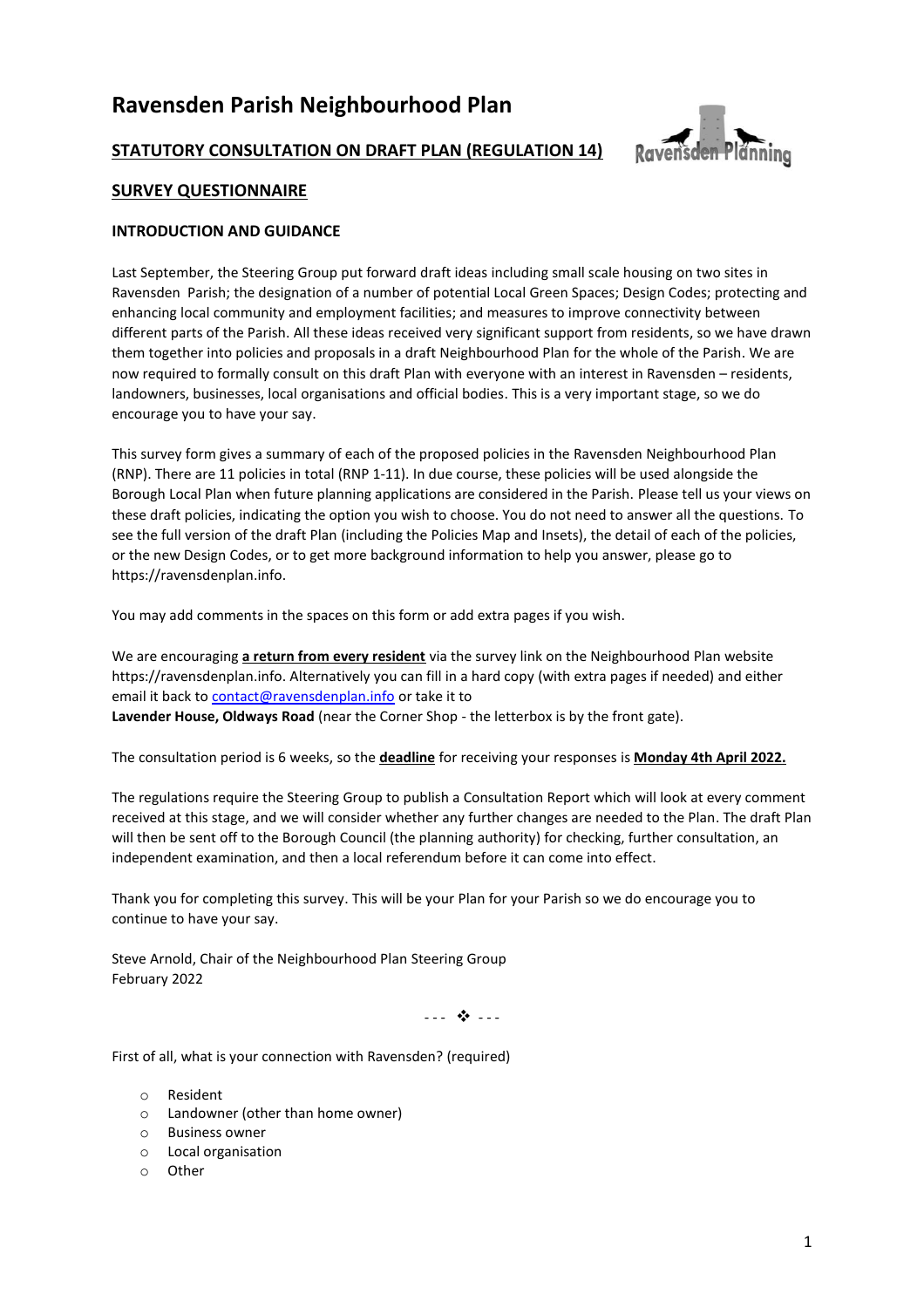# Ravensden Parish Neighbourhood Plan

## STATUTORY CONSULTATION ON DRAFT PLAN (REGULATION 14)

## SURVEY QUESTIONNAIRE

### INTRODUCTION AND GUIDANCE

Last September, the Steering Group put forward draft ideas including small scale housing on two sites in Ravensden Parish; the designation of a number of potential Local Green Spaces; Design Codes; protecting and enhancing local community and employment facilities; and measures to improve connectivity between different parts of the Parish. All these ideas received very significant support from residents, so we have drawn them together into policies and proposals in a draft Neighbourhood Plan for the whole of the Parish. We are now required to formally consult on this draft Plan with everyone with an interest in Ravensden – residents, landowners, businesses, local organisations and official bodies. This is a very important stage, so we do encourage you to have your say.

This survey form gives a summary of each of the proposed policies in the Ravensden Neighbourhood Plan (RNP). There are 11 policies in total (RNP 1-11). In due course, these policies will be used alongside the Borough Local Plan when future planning applications are considered in the Parish. Please tell us your views on these draft policies, indicating the option you wish to choose. You do not need to answer all the questions. To see the full version of the draft Plan (including the Policies Map and Insets), the detail of each of the policies, or the new Design Codes, or to get more background information to help you answer, please go to https://ravensdenplan.info.

You may add comments in the spaces on this form or add extra pages if you wish.

We are encouraging **a return from every resident** via the survey link on the Neighbourhood Plan website https://ravensdenplan.info. Alternatively you can fill in a hard copy (with extra pages if needed) and either email it back to contact@ravensdenplan.info or take it to
**Lavender House, Oldways Road** (near the Corner Shop - the letterbox is by the front gate).

The consultation period is 6 weeks, so the **deadline** for receiving your responses is **Monday 4th April 2022.**

The regulations require the Steering Group to publish a Consultation Report which will look at every comment received at this stage, and we will consider whether any further changes are needed to the Plan. The draft Plan will then be sent off to the Borough Council (the planning authority) for checking, further consultation, an independent examination, and then a local referendum before it can come into effect.

Thank you for completing this survey. This will be your Plan for your Parish so we do encourage you to continue to have your say.

Steve Arnold, Chair of the Neighbourhood Plan Steering Group
February 2022

--- ❖ ---

First of all, what is your connection with Ravensden? (required)

- o Resident
- o Landowner (other than home owner)
- o Business owner
- o Local organisation
- o Other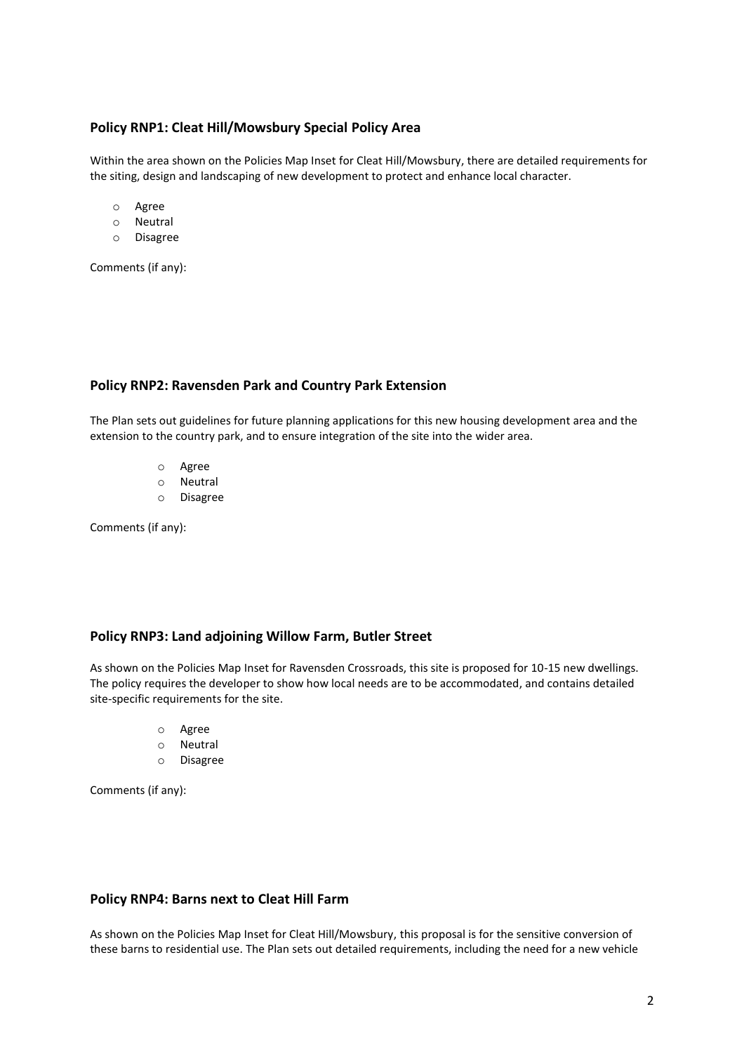### Policy RNP1: Cleat Hill/Mowsbury Special Policy Area

Within the area shown on the Policies Map Inset for Cleat Hill/Mowsbury, there are detailed requirements for the siting, design and landscaping of new development to protect and enhance local character.

- o Agree
- o Neutral
- o Disagree

Comments (if any):

### Policy RNP2: Ravensden Park and Country Park Extension

The Plan sets out guidelines for future planning applications for this new housing development area and the extension to the country park, and to ensure integration of the site into the wider area.

- o Agree
- o Neutral
- o Disagree

Comments (if any):

### Policy RNP3: Land adjoining Willow Farm, Butler Street

As shown on the Policies Map Inset for Ravensden Crossroads, this site is proposed for 10-15 new dwellings. The policy requires the developer to show how local needs are to be accommodated, and contains detailed site-specific requirements for the site.

- o Agree
- o Neutral
- o Disagree

Comments (if any):

### Policy RNP4: Barns next to Cleat Hill Farm

As shown on the Policies Map Inset for Cleat Hill/Mowsbury, this proposal is for the sensitive conversion of these barns to residential use. The Plan sets out detailed requirements, including the need for a new vehicle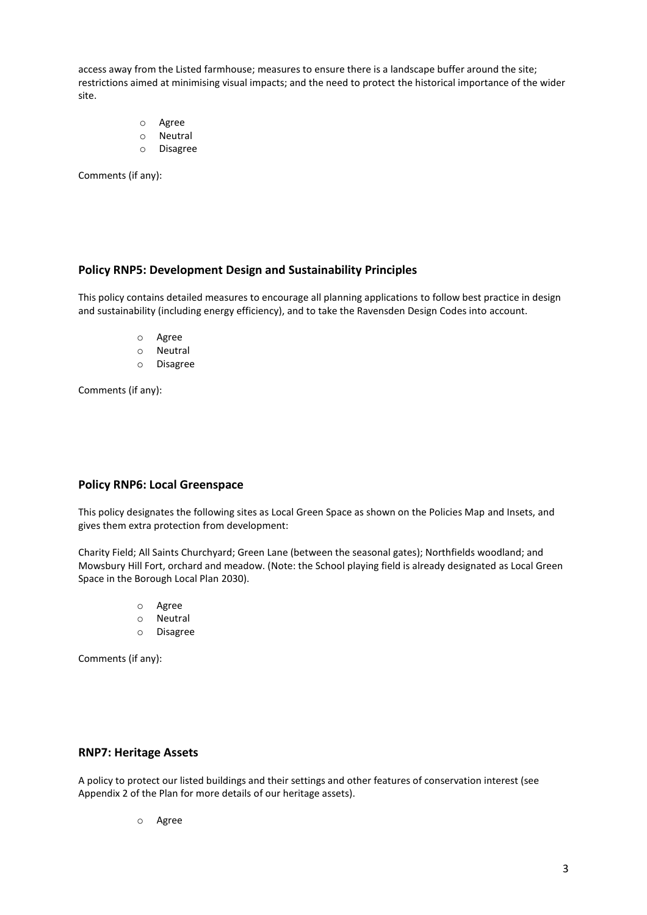access away from the Listed farmhouse; measures to ensure there is a landscape buffer around the site; restrictions aimed at minimising visual impacts; and the need to protect the historical importance of the wider site.

- Agree
- Neutral
- Disagree

Comments (if any):

### Policy RNP5: Development Design and Sustainability Principles

This policy contains detailed measures to encourage all planning applications to follow best practice in design and sustainability (including energy efficiency), and to take the Ravensden Design Codes into account.

- Agree
- Neutral
- Disagree

Comments (if any):

### Policy RNP6: Local Greenspace

This policy designates the following sites as Local Green Space as shown on the Policies Map and Insets, and gives them extra protection from development:

Charity Field; All Saints Churchyard; Green Lane (between the seasonal gates); Northfields woodland; and Mowsbury Hill Fort, orchard and meadow. (Note: the School playing field is already designated as Local Green Space in the Borough Local Plan 2030).

- Agree
- Neutral
- Disagree

Comments (if any):

### RNP7: Heritage Assets

A policy to protect our listed buildings and their settings and other features of conservation interest (see Appendix 2 of the Plan for more details of our heritage assets).

- Agree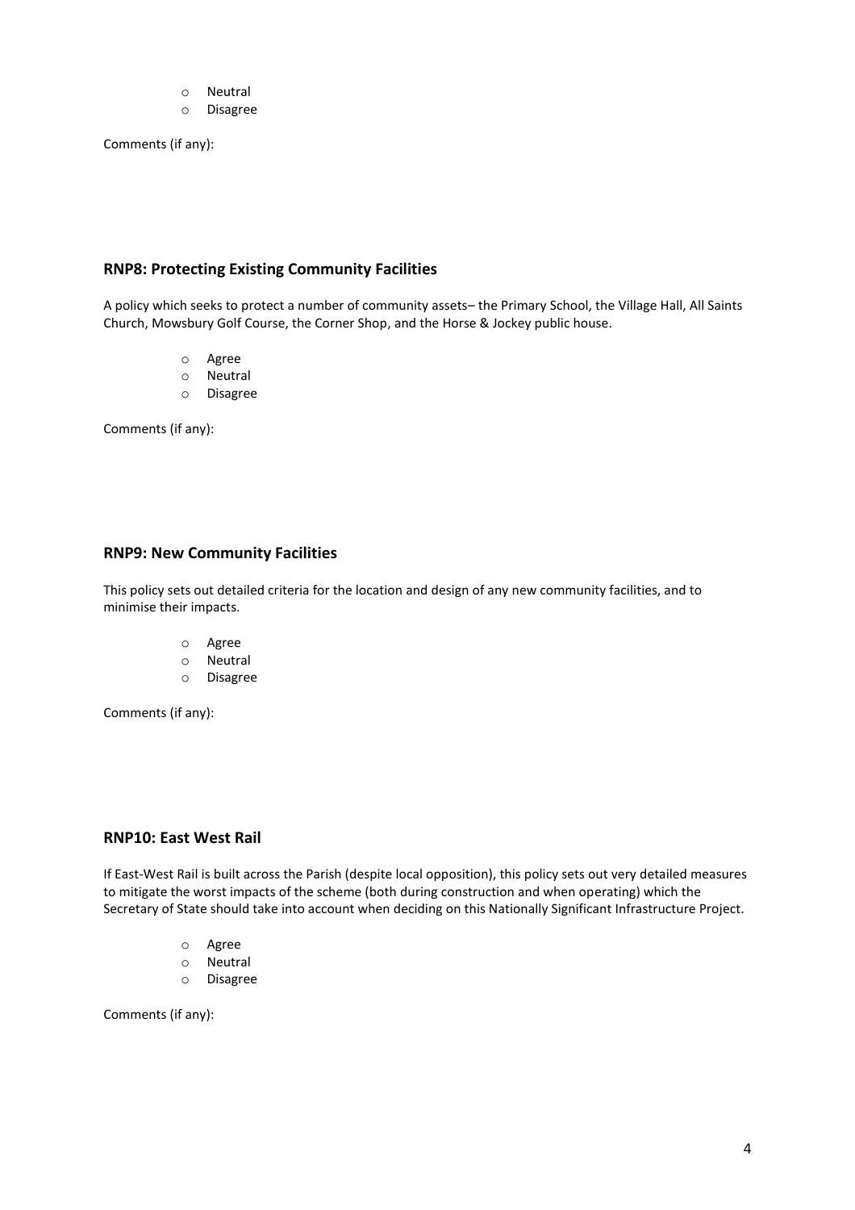- Neutral
- Disagree

Comments (if any):

## RNP8: Protecting Existing Community Facilities

A policy which seeks to protect a number of community assets– the Primary School, the Village Hall, All Saints Church, Mowsbury Golf Course, the Corner Shop, and the Horse & Jockey public house.

- Agree
- Neutral
- Disagree

Comments (if any):

## RNP9: New Community Facilities

This policy sets out detailed criteria for the location and design of any new community facilities, and to minimise their impacts.

- Agree
- Neutral
- Disagree

Comments (if any):

## RNP10: East West Rail

If East-West Rail is built across the Parish (despite local opposition), this policy sets out very detailed measures to mitigate the worst impacts of the scheme (both during construction and when operating) which the Secretary of State should take into account when deciding on this Nationally Significant Infrastructure Project.

- Agree
- Neutral
- Disagree

Comments (if any):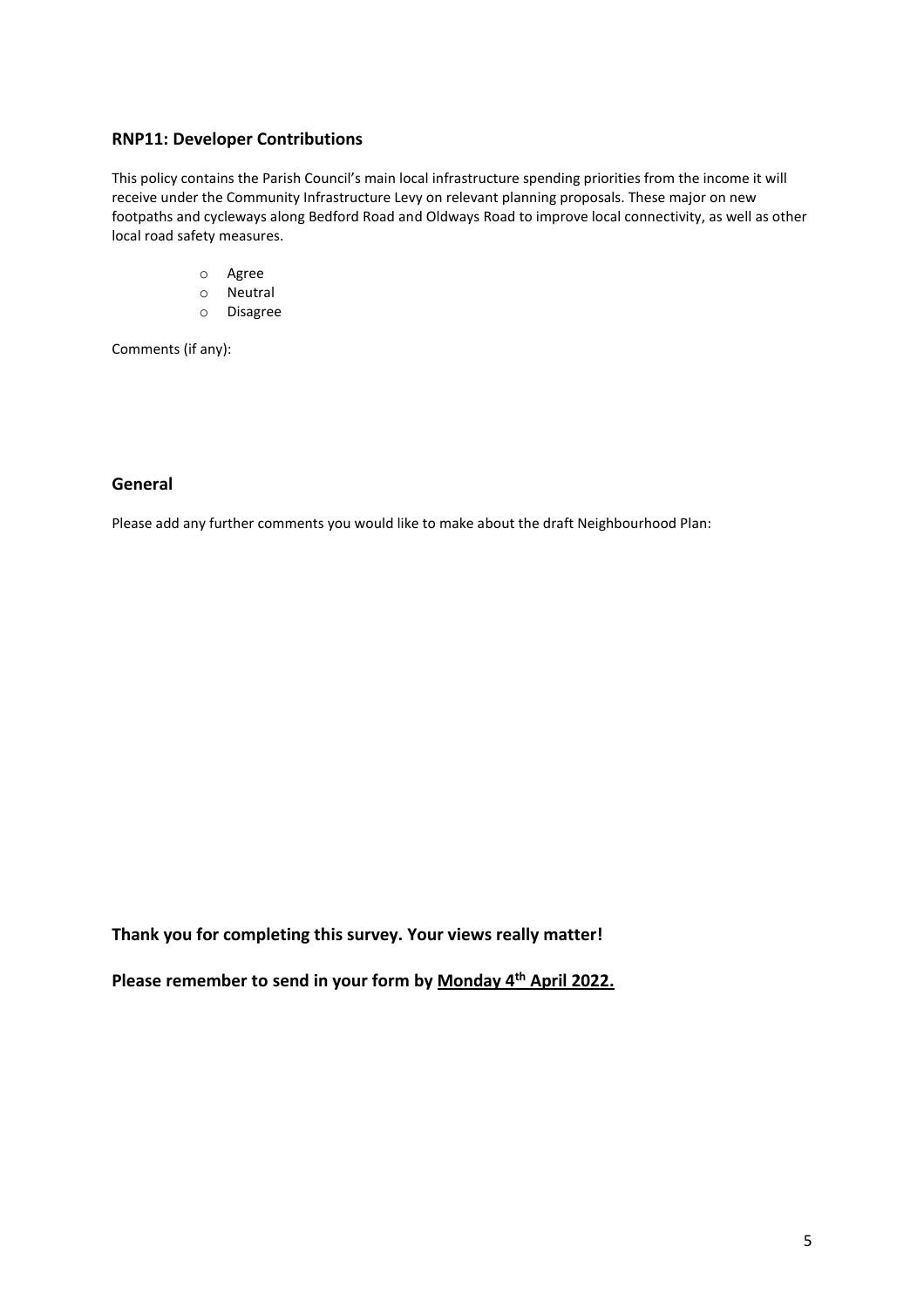### RNP11: Developer Contributions

This policy contains the Parish Council's main local infrastructure spending priorities from the income it will receive under the Community Infrastructure Levy on relevant planning proposals. These major on new footpaths and cycleways along Bedford Road and Oldways Road to improve local connectivity, as well as other local road safety measures.

- Agree
- Neutral
- Disagree

Comments (if any):

## General

Please add any further comments you would like to make about the draft Neighbourhood Plan:

**Thank you for completing this survey. Your views really matter!**

**Please remember to send in your form by <u>Monday 4th April 2022.</u>**